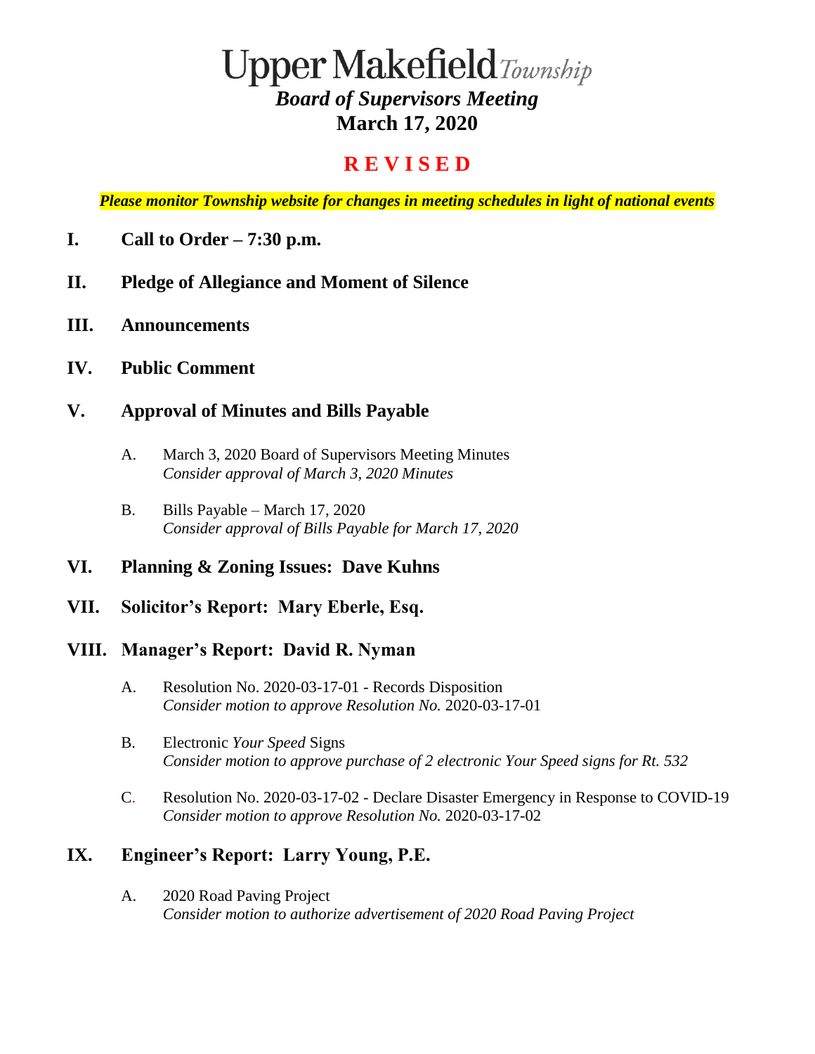# Upper Makefield *Township*

## *Board of Supervisors Meeting*

## March 17, 2020

## **R E V I S E D**

***Please monitor Township website for changes in meeting schedules in light of national events***

## I. Call to Order – 7:30 p.m.

## II. Pledge of Allegiance and Moment of Silence

## III. Announcements

## IV. Public Comment

## V. Approval of Minutes and Bills Payable

A. March 3, 2020 Board of Supervisors Meeting Minutes
*Consider approval of March 3, 2020 Minutes*

B. Bills Payable – March 17, 2020
*Consider approval of Bills Payable for March 17, 2020*

## VI. Planning & Zoning Issues: Dave Kuhns

## VII. Solicitor's Report: Mary Eberle, Esq.

## VIII. Manager's Report: David R. Nyman

A. Resolution No. 2020-03-17-01 - Records Disposition
*Consider motion to approve Resolution No.* 2020-03-17-01

B. Electronic *Your Speed* Signs
*Consider motion to approve purchase of 2 electronic Your Speed signs for Rt. 532*

C. Resolution No. 2020-03-17-02 - Declare Disaster Emergency in Response to COVID-19
*Consider motion to approve Resolution No.* 2020-03-17-02

## IX. Engineer's Report: Larry Young, P.E.

A. 2020 Road Paving Project
*Consider motion to authorize advertisement of 2020 Road Paving Project*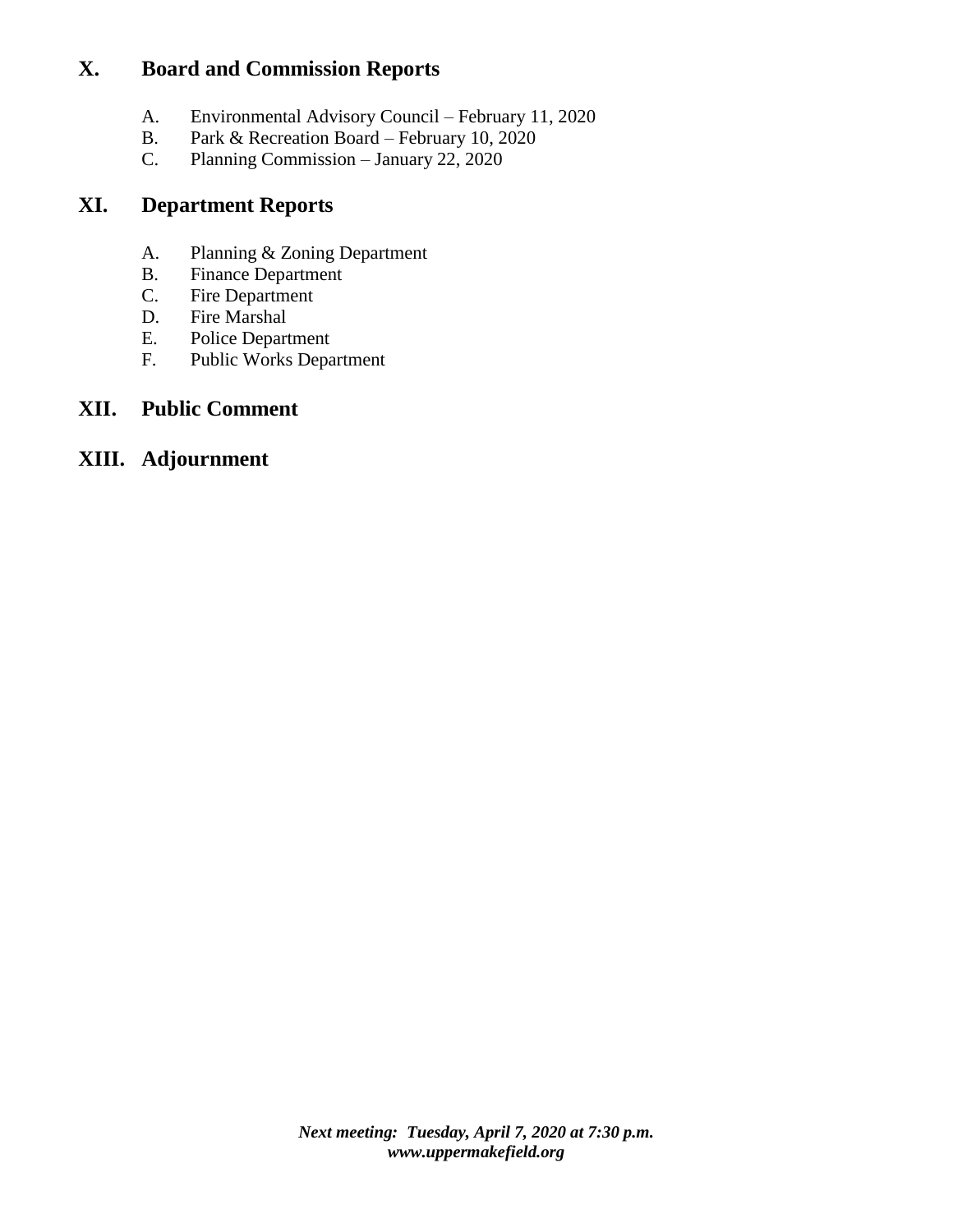## X. Board and Commission Reports

A. Environmental Advisory Council – February 11, 2020
B. Park & Recreation Board – February 10, 2020
C. Planning Commission – January 22, 2020

## XI. Department Reports

A. Planning & Zoning Department
B. Finance Department
C. Fire Department
D. Fire Marshal
E. Police Department
F. Public Works Department

## XII. Public Comment

## XIII. Adjournment

***Next meeting: Tuesday, April 7, 2020 at 7:30 p.m.***
***www.uppermakefield.org***